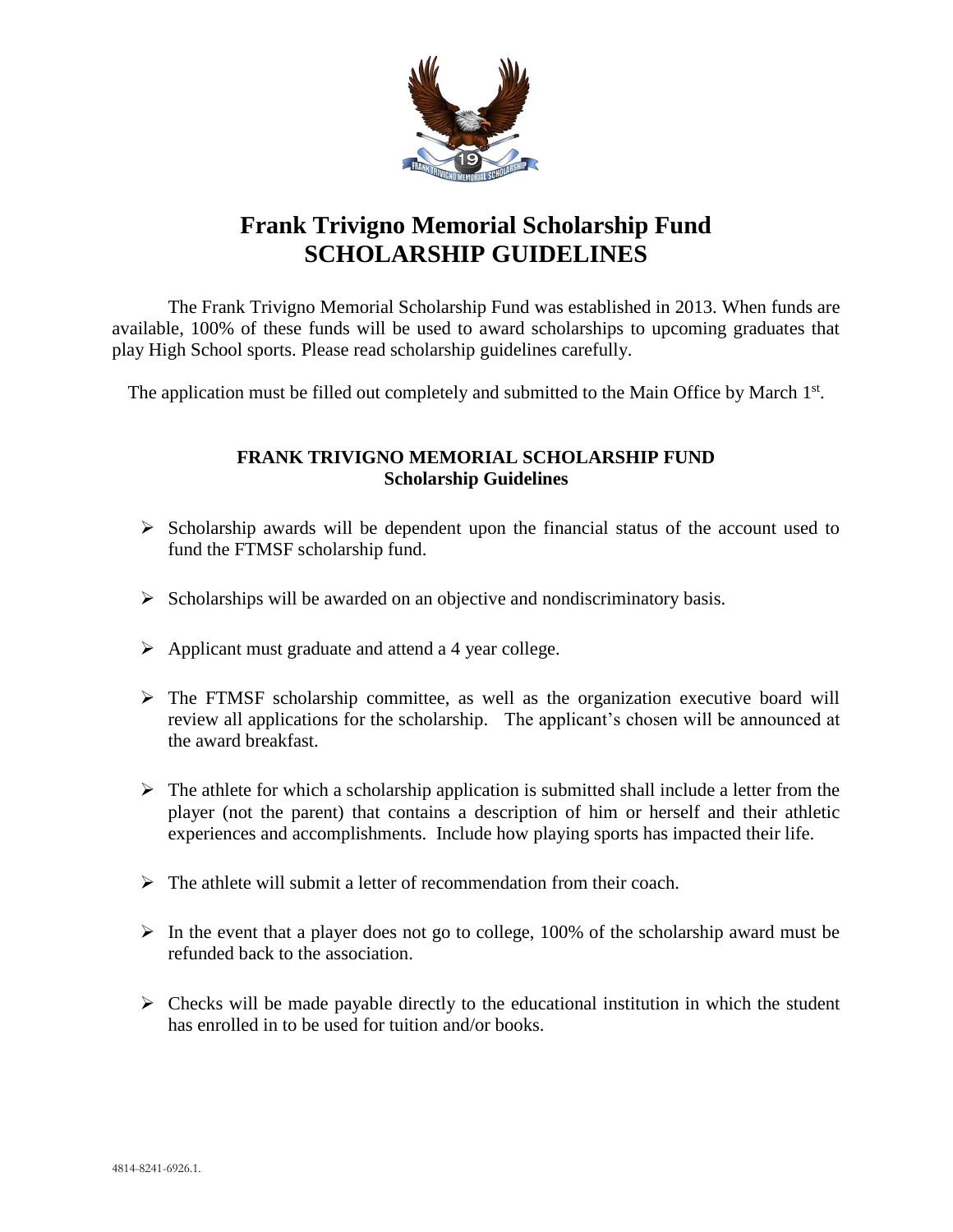# Frank Trivigno Memorial Scholarship Fund
# SCHOLARSHIP GUIDELINES

The Frank Trivigno Memorial Scholarship Fund was established in 2013. When funds are available, 100% of these funds will be used to award scholarships to upcoming graduates that play High School sports. Please read scholarship guidelines carefully.

The application must be filled out completely and submitted to the Main Office by March 1st.

### FRANK TRIVIGNO MEMORIAL SCHOLARSHIP FUND
### Scholarship Guidelines

- Scholarship awards will be dependent upon the financial status of the account used to fund the FTMSF scholarship fund.
- Scholarships will be awarded on an objective and nondiscriminatory basis.
- Applicant must graduate and attend a 4 year college.
- The FTMSF scholarship committee, as well as the organization executive board will review all applications for the scholarship. The applicant's chosen will be announced at the award breakfast.
- The athlete for which a scholarship application is submitted shall include a letter from the player (not the parent) that contains a description of him or herself and their athletic experiences and accomplishments. Include how playing sports has impacted their life.
- The athlete will submit a letter of recommendation from their coach.
- In the event that a player does not go to college, 100% of the scholarship award must be refunded back to the association.
- Checks will be made payable directly to the educational institution in which the student has enrolled in to be used for tuition and/or books.

4814-8241-6926.1.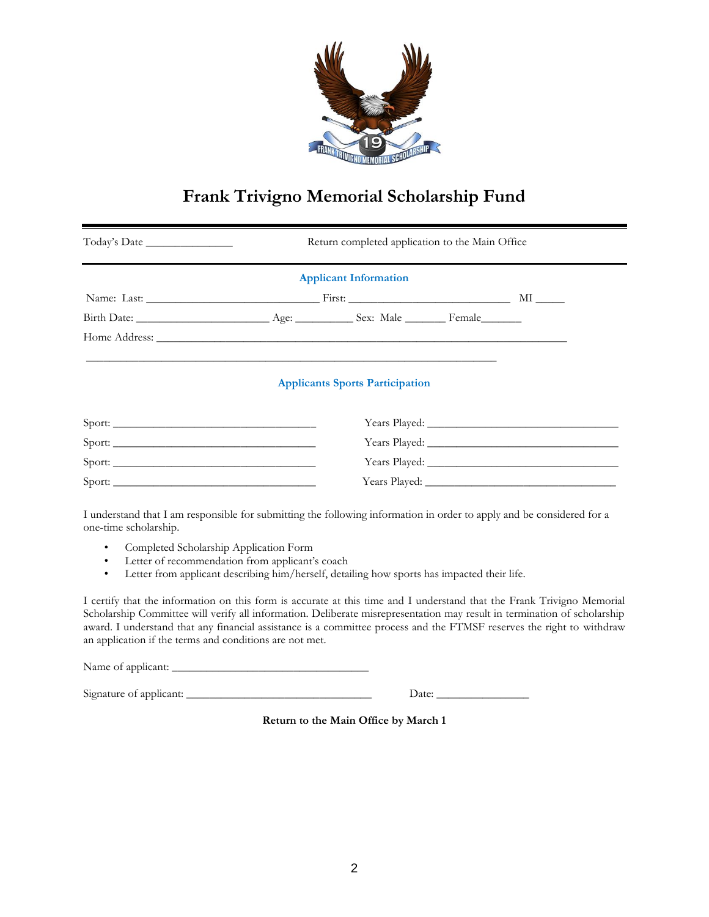# Frank Trivigno Memorial Scholarship Fund

Today's Date _______________ Return completed application to the Main Office

## Applicant Information

Name: Last: _____________________________ First: ___________________________ MI _____

Birth Date: _______________________ Age: __________ Sex: Male _______ Female_______

Home Address: ______________________________________________________________________

______________________________________________________________________

## Applicants Sports Participation

Sport: __________________________________ Years Played: __________________________________

Sport: __________________________________ Years Played: __________________________________

Sport: __________________________________ Years Played: __________________________________

Sport: __________________________________ Years Played: __________________________________

I understand that I am responsible for submitting the following information in order to apply and be considered for a one-time scholarship.

- Completed Scholarship Application Form
- Letter of recommendation from applicant's coach
- Letter from applicant describing him/herself, detailing how sports has impacted their life.

I certify that the information on this form is accurate at this time and I understand that the Frank Trivigno Memorial Scholarship Committee will verify all information. Deliberate misrepresentation may result in termination of scholarship award. I understand that any financial assistance is a committee process and the FTMSF reserves the right to withdraw an application if the terms and conditions are not met.

Name of applicant: __________________________________

Signature of applicant: ________________________________ Date: ________________

**Return to the Main Office by March 1**